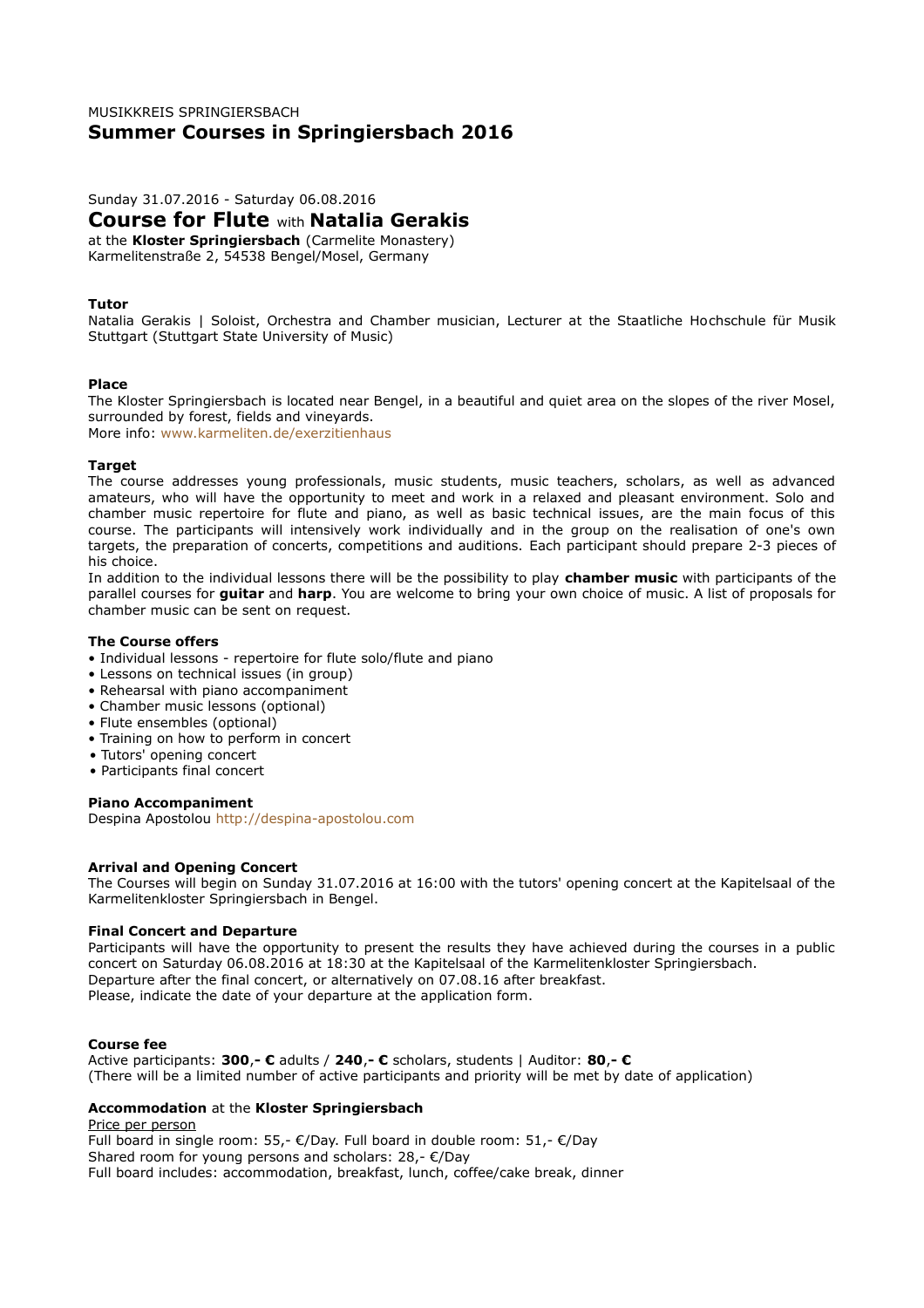MUSIKKREIS SPRINGIERSBACH

# Summer Courses in Springiersbach 2016

Sunday 31.07.2016 - Saturday 06.08.2016

## Course for Flute with Natalia Gerakis

at the **Kloster Springiersbach** (Carmelite Monastery)
Karmelitenstraße 2, 54538 Bengel/Mosel, Germany

**Tutor**
Natalia Gerakis | Soloist, Orchestra and Chamber musician, Lecturer at the Staatliche Hochschule für Musik Stuttgart (Stuttgart State University of Music)

**Place**
The Kloster Springiersbach is located near Bengel, in a beautiful and quiet area on the slopes of the river Mosel, surrounded by forest, fields and vineyards.
More info: www.karmeliten.de/exerzitienhaus

**Target**
The course addresses young professionals, music students, music teachers, scholars, as well as advanced amateurs, who will have the opportunity to meet and work in a relaxed and pleasant environment. Solo and chamber music repertoire for flute and piano, as well as basic technical issues, are the main focus of this course. The participants will intensively work individually and in the group on the realisation of one's own targets, the preparation of concerts, competitions and auditions. Each participant should prepare 2-3 pieces of his choice.
In addition to the individual lessons there will be the possibility to play **chamber music** with participants of the parallel courses for **guitar** and **harp**. You are welcome to bring your own choice of music. A list of proposals for chamber music can be sent on request.

**The Course offers**

- Individual lessons - repertoire for flute solo/flute and piano
- Lessons on technical issues (in group)
- Rehearsal with piano accompaniment
- Chamber music lessons (optional)
- Flute ensembles (optional)
- Training on how to perform in concert
- Tutors' opening concert
- Participants final concert

**Piano Accompaniment**
Despina Apostolou http://despina-apostolou.com

**Arrival and Opening Concert**
The Courses will begin on Sunday 31.07.2016 at 16:00 with the tutors' opening concert at the Kapitelsaal of the Karmelitenkloster Springiersbach in Bengel.

**Final Concert and Departure**
Participants will have the opportunity to present the results they have achieved during the courses in a public concert on Saturday 06.08.2016 at 18:30 at the Kapitelsaal of the Karmelitenkloster Springiersbach.
Departure after the final concert, or alternatively on 07.08.16 after breakfast.
Please, indicate the date of your departure at the application form.

**Course fee**
Active participants: **300,- €** adults / **240,- €** scholars, students | Auditor: **80,- €**
(There will be a limited number of active participants and priority will be met by date of application)

**Accommodation** at the **Kloster Springiersbach**
Price per person
Full board in single room: 55,- €/Day. Full board in double room: 51,- €/Day
Shared room for young persons and scholars: 28,- €/Day
Full board includes: accommodation, breakfast, lunch, coffee/cake break, dinner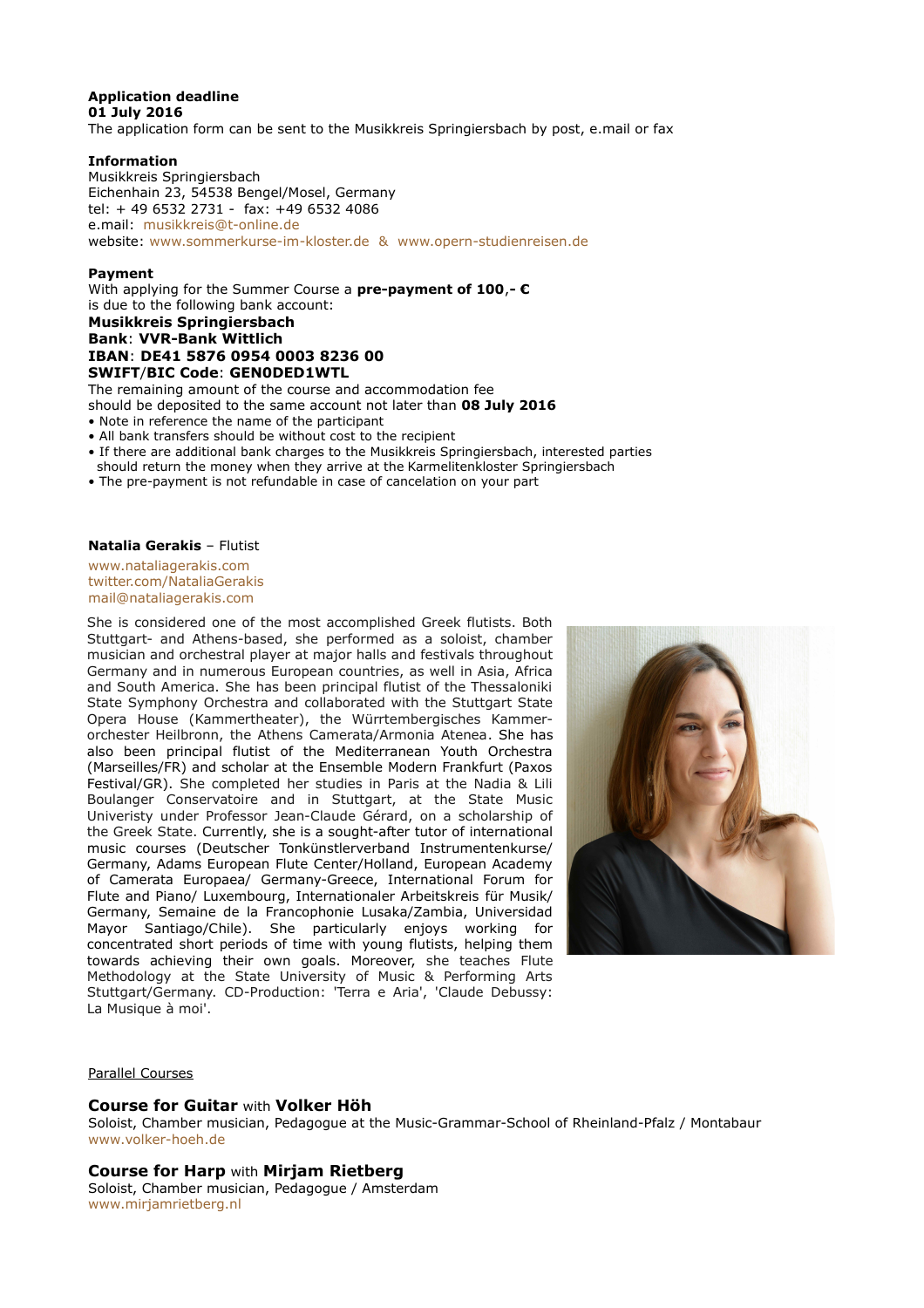**Application deadline**
**01 July 2016**
The application form can be sent to the Musikkreis Springiersbach by post, e.mail or fax

**Information**
Musikkreis Springiersbach
Eichenhain 23, 54538 Bengel/Mosel, Germany
tel: + 49 6532 2731 - fax: +49 6532 4086
e.mail: musikkreis@t-online.de
website: www.sommerkurse-im-kloster.de & www.opern-studienreisen.de

**Payment**
With applying for the Summer Course a **pre-payment of 100,- €**
is due to the following bank account:
**Musikkreis Springiersbach**
**Bank**: **VVR-Bank Wittlich**
**IBAN**: **DE41 5876 0954 0003 8236 00**
**SWIFT**/**BIC Code**: **GENODED1WTL**
The remaining amount of the course and accommodation fee
should be deposited to the same account not later than **08 July 2016**

- Note in reference the name of the participant
- All bank transfers should be without cost to the recipient
- If there are additional bank charges to the Musikkreis Springiersbach, interested parties should return the money when they arrive at the Karmelitenkloster Springiersbach
- The pre-payment is not refundable in case of cancelation on your part

**Natalia Gerakis** – Flutist

www.nataliagerakis.com
twitter.com/NataliaGerakis
mail@nataliagerakis.com

She is considered one of the most accomplished Greek flutists. Both Stuttgart- and Athens-based, she performed as a soloist, chamber musician and orchestral player at major halls and festivals throughout Germany and in numerous European countries, as well in Asia, Africa and South America. She has been principal flutist of the Thessaloniki State Symphony Orchestra and collaborated with the Stuttgart State Opera House (Kammertheater), the Württembergisches Kammer-orchester Heilbronn, the Athens Camerata/Armonia Atenea. She has also been principal flutist of the Mediterranean Youth Orchestra (Marseilles/FR) and scholar at the Ensemble Modern Frankfurt (Paxos Festival/GR). She completed her studies in Paris at the Nadia & Lili Boulanger Conservatoire and in Stuttgart, at the State Music Univeristy under Professor Jean-Claude Gérard, on a scholarship of the Greek State. Currently, she is a sought-after tutor of international music courses (Deutscher Tonkünstlerverband Instrumentenkurse/ Germany, Adams European Flute Center/Holland, European Academy of Camerata Europaea/ Germany-Greece, International Forum for Flute and Piano/ Luxembourg, Internationaler Arbeitskreis für Musik/ Germany, Semaine de la Francophonie Lusaka/Zambia, Universidad Mayor Santiago/Chile). She particularly enjoys working for concentrated short periods of time with young flutists, helping them towards achieving their own goals. Moreover, she teaches Flute Methodology at the State University of Music & Performing Arts Stuttgart/Germany. CD-Production: 'Terra e Aria', 'Claude Debussy: La Musique à moi'.

Parallel Courses

### **Course for Guitar** with **Volker Höh**

Soloist, Chamber musician, Pedagogue at the Music-Grammar-School of Rheinland-Pfalz / Montabaur
www.volker-hoeh.de

### **Course for Harp** with **Mirjam Rietberg**

Soloist, Chamber musician, Pedagogue / Amsterdam
www.mirjamrietberg.nl